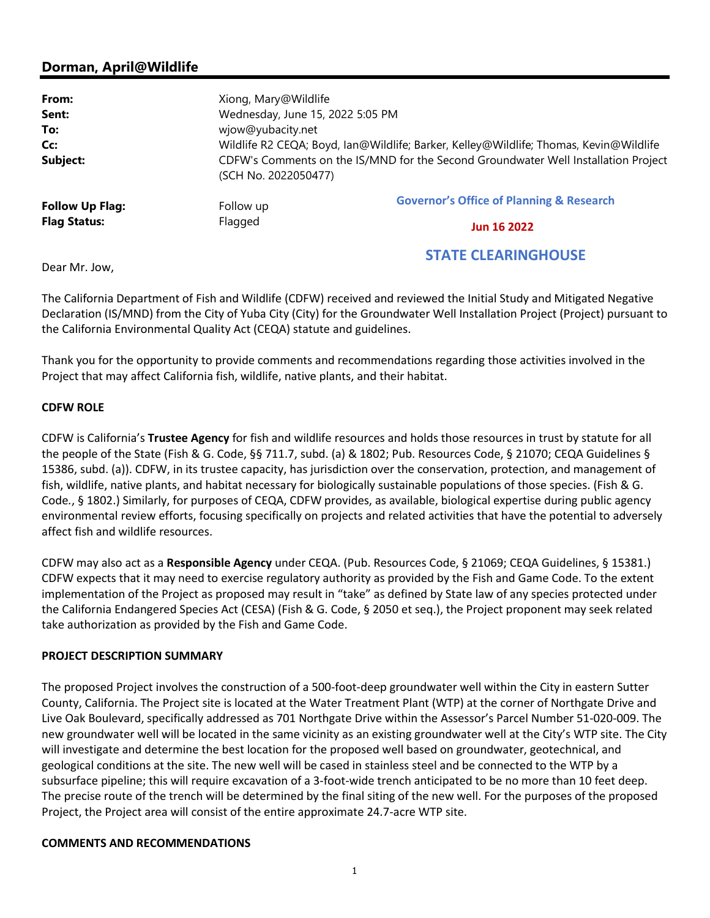## Dorman, April@Wildlife

| | | |
|---|---|---|
| **From:** | Xiong, Mary@Wildlife | |
| **Sent:** | Wednesday, June 15, 2022 5:05 PM | |
| **To:** | wjow@yubacity.net | |
| **Cc:** | Wildlife R2 CEQA; Boyd, Ian@Wildlife; Barker, Kelley@Wildlife; Thomas, Kevin@Wildlife | |
| **Subject:** | CDFW's Comments on the IS/MND for the Second Groundwater Well Installation Project (SCH No. 2022050477) | |
| **Follow Up Flag:** | Follow up | |
| **Flag Status:** | Flagged | |

Governor's Office of Planning & Research

Jun 16 2022

STATE CLEARINGHOUSE

Dear Mr. Jow,

The California Department of Fish and Wildlife (CDFW) received and reviewed the Initial Study and Mitigated Negative Declaration (IS/MND) from the City of Yuba City (City) for the Groundwater Well Installation Project (Project) pursuant to the California Environmental Quality Act (CEQA) statute and guidelines.

Thank you for the opportunity to provide comments and recommendations regarding those activities involved in the Project that may affect California fish, wildlife, native plants, and their habitat.

**CDFW ROLE**

CDFW is California's **Trustee Agency** for fish and wildlife resources and holds those resources in trust by statute for all the people of the State (Fish & G. Code, §§ 711.7, subd. (a) & 1802; Pub. Resources Code, § 21070; CEQA Guidelines § 15386, subd. (a)). CDFW, in its trustee capacity, has jurisdiction over the conservation, protection, and management of fish, wildlife, native plants, and habitat necessary for biologically sustainable populations of those species. (Fish & G. Code., § 1802.) Similarly, for purposes of CEQA, CDFW provides, as available, biological expertise during public agency environmental review efforts, focusing specifically on projects and related activities that have the potential to adversely affect fish and wildlife resources.

CDFW may also act as a **Responsible Agency** under CEQA. (Pub. Resources Code, § 21069; CEQA Guidelines, § 15381.) CDFW expects that it may need to exercise regulatory authority as provided by the Fish and Game Code. To the extent implementation of the Project as proposed may result in "take" as defined by State law of any species protected under the California Endangered Species Act (CESA) (Fish & G. Code, § 2050 et seq.), the Project proponent may seek related take authorization as provided by the Fish and Game Code.

**PROJECT DESCRIPTION SUMMARY**

The proposed Project involves the construction of a 500-foot-deep groundwater well within the City in eastern Sutter County, California. The Project site is located at the Water Treatment Plant (WTP) at the corner of Northgate Drive and Live Oak Boulevard, specifically addressed as 701 Northgate Drive within the Assessor's Parcel Number 51-020-009. The new groundwater well will be located in the same vicinity as an existing groundwater well at the City's WTP site. The City will investigate and determine the best location for the proposed well based on groundwater, geotechnical, and geological conditions at the site. The new well will be cased in stainless steel and be connected to the WTP by a subsurface pipeline; this will require excavation of a 3-foot-wide trench anticipated to be no more than 10 feet deep. The precise route of the trench will be determined by the final siting of the new well. For the purposes of the proposed Project, the Project area will consist of the entire approximate 24.7-acre WTP site.

**COMMENTS AND RECOMMENDATIONS**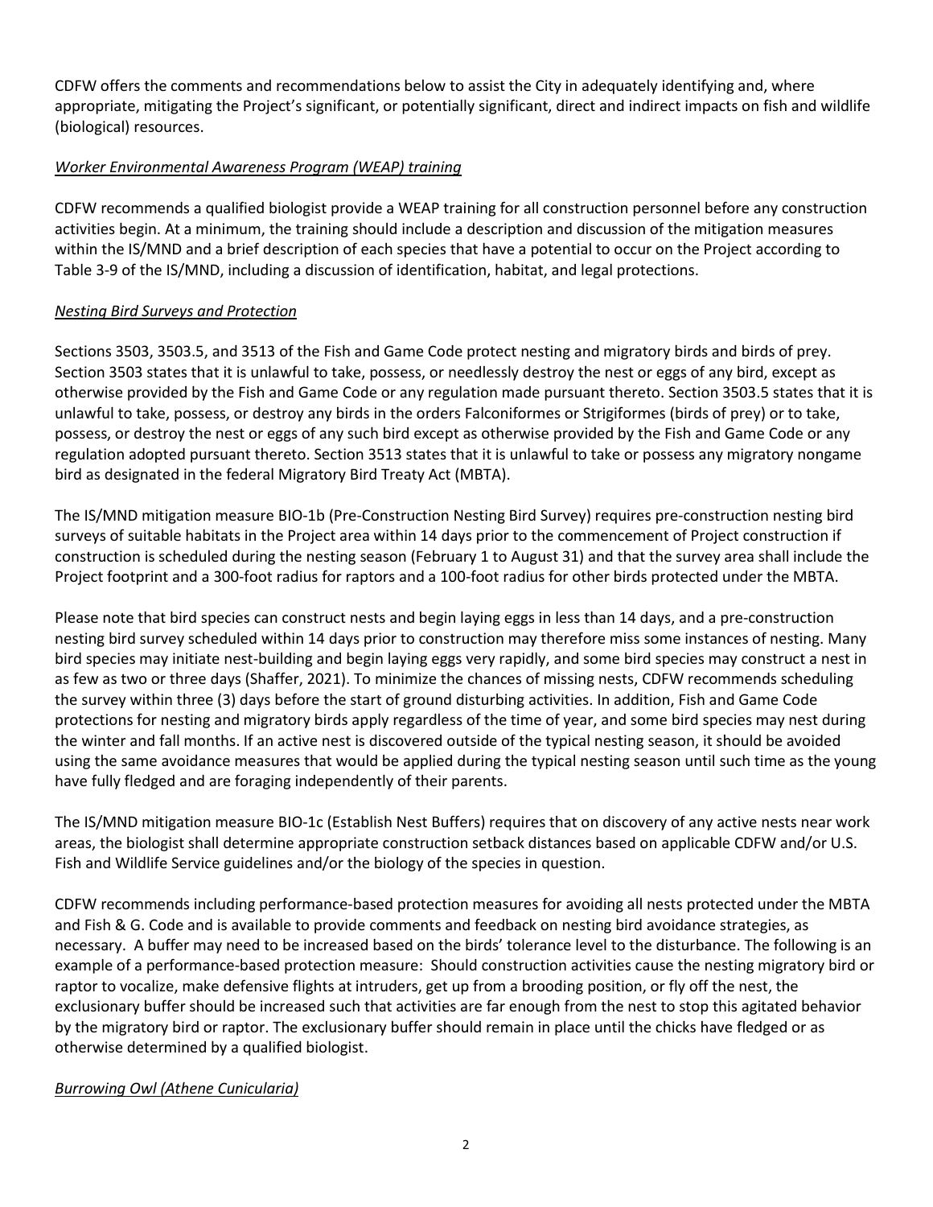CDFW offers the comments and recommendations below to assist the City in adequately identifying and, where appropriate, mitigating the Project's significant, or potentially significant, direct and indirect impacts on fish and wildlife (biological) resources.

*Worker Environmental Awareness Program (WEAP) training*

CDFW recommends a qualified biologist provide a WEAP training for all construction personnel before any construction activities begin. At a minimum, the training should include a description and discussion of the mitigation measures within the IS/MND and a brief description of each species that have a potential to occur on the Project according to Table 3-9 of the IS/MND, including a discussion of identification, habitat, and legal protections.

*Nesting Bird Surveys and Protection*

Sections 3503, 3503.5, and 3513 of the Fish and Game Code protect nesting and migratory birds and birds of prey. Section 3503 states that it is unlawful to take, possess, or needlessly destroy the nest or eggs of any bird, except as otherwise provided by the Fish and Game Code or any regulation made pursuant thereto. Section 3503.5 states that it is unlawful to take, possess, or destroy any birds in the orders Falconiformes or Strigiformes (birds of prey) or to take, possess, or destroy the nest or eggs of any such bird except as otherwise provided by the Fish and Game Code or any regulation adopted pursuant thereto. Section 3513 states that it is unlawful to take or possess any migratory nongame bird as designated in the federal Migratory Bird Treaty Act (MBTA).

The IS/MND mitigation measure BIO-1b (Pre-Construction Nesting Bird Survey) requires pre-construction nesting bird surveys of suitable habitats in the Project area within 14 days prior to the commencement of Project construction if construction is scheduled during the nesting season (February 1 to August 31) and that the survey area shall include the Project footprint and a 300-foot radius for raptors and a 100-foot radius for other birds protected under the MBTA.

Please note that bird species can construct nests and begin laying eggs in less than 14 days, and a pre-construction nesting bird survey scheduled within 14 days prior to construction may therefore miss some instances of nesting. Many bird species may initiate nest-building and begin laying eggs very rapidly, and some bird species may construct a nest in as few as two or three days (Shaffer, 2021). To minimize the chances of missing nests, CDFW recommends scheduling the survey within three (3) days before the start of ground disturbing activities. In addition, Fish and Game Code protections for nesting and migratory birds apply regardless of the time of year, and some bird species may nest during the winter and fall months. If an active nest is discovered outside of the typical nesting season, it should be avoided using the same avoidance measures that would be applied during the typical nesting season until such time as the young have fully fledged and are foraging independently of their parents.

The IS/MND mitigation measure BIO-1c (Establish Nest Buffers) requires that on discovery of any active nests near work areas, the biologist shall determine appropriate construction setback distances based on applicable CDFW and/or U.S. Fish and Wildlife Service guidelines and/or the biology of the species in question.

CDFW recommends including performance-based protection measures for avoiding all nests protected under the MBTA and Fish & G. Code and is available to provide comments and feedback on nesting bird avoidance strategies, as necessary. A buffer may need to be increased based on the birds' tolerance level to the disturbance. The following is an example of a performance-based protection measure: Should construction activities cause the nesting migratory bird or raptor to vocalize, make defensive flights at intruders, get up from a brooding position, or fly off the nest, the exclusionary buffer should be increased such that activities are far enough from the nest to stop this agitated behavior by the migratory bird or raptor. The exclusionary buffer should remain in place until the chicks have fledged or as otherwise determined by a qualified biologist.

*Burrowing Owl (Athene Cunicularia)*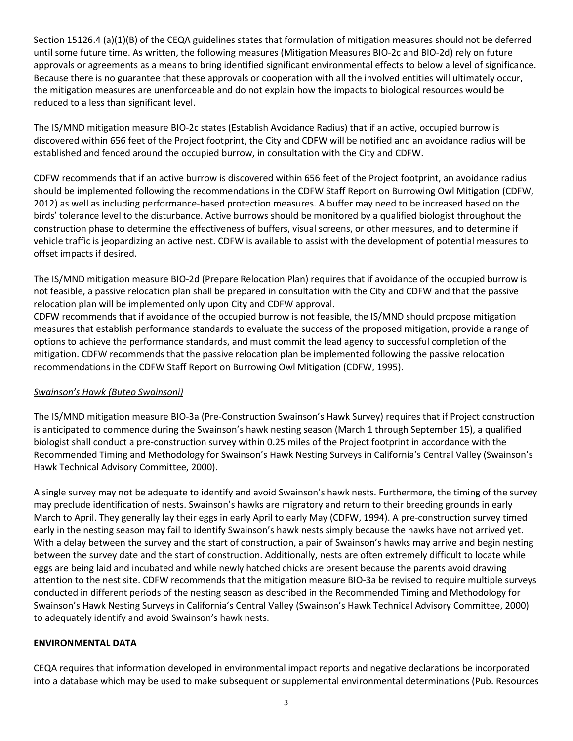Section 15126.4 (a)(1)(B) of the CEQA guidelines states that formulation of mitigation measures should not be deferred until some future time. As written, the following measures (Mitigation Measures BIO-2c and BIO-2d) rely on future approvals or agreements as a means to bring identified significant environmental effects to below a level of significance. Because there is no guarantee that these approvals or cooperation with all the involved entities will ultimately occur, the mitigation measures are unenforceable and do not explain how the impacts to biological resources would be reduced to a less than significant level.

The IS/MND mitigation measure BIO-2c states (Establish Avoidance Radius) that if an active, occupied burrow is discovered within 656 feet of the Project footprint, the City and CDFW will be notified and an avoidance radius will be established and fenced around the occupied burrow, in consultation with the City and CDFW.

CDFW recommends that if an active burrow is discovered within 656 feet of the Project footprint, an avoidance radius should be implemented following the recommendations in the CDFW Staff Report on Burrowing Owl Mitigation (CDFW, 2012) as well as including performance-based protection measures. A buffer may need to be increased based on the birds' tolerance level to the disturbance. Active burrows should be monitored by a qualified biologist throughout the construction phase to determine the effectiveness of buffers, visual screens, or other measures, and to determine if vehicle traffic is jeopardizing an active nest. CDFW is available to assist with the development of potential measures to offset impacts if desired.

The IS/MND mitigation measure BIO-2d (Prepare Relocation Plan) requires that if avoidance of the occupied burrow is not feasible, a passive relocation plan shall be prepared in consultation with the City and CDFW and that the passive relocation plan will be implemented only upon City and CDFW approval.
CDFW recommends that if avoidance of the occupied burrow is not feasible, the IS/MND should propose mitigation measures that establish performance standards to evaluate the success of the proposed mitigation, provide a range of options to achieve the performance standards, and must commit the lead agency to successful completion of the mitigation. CDFW recommends that the passive relocation plan be implemented following the passive relocation recommendations in the CDFW Staff Report on Burrowing Owl Mitigation (CDFW, 1995).

*Swainson's Hawk (Buteo Swainsoni)*

The IS/MND mitigation measure BIO-3a (Pre-Construction Swainson's Hawk Survey) requires that if Project construction is anticipated to commence during the Swainson's hawk nesting season (March 1 through September 15), a qualified biologist shall conduct a pre-construction survey within 0.25 miles of the Project footprint in accordance with the Recommended Timing and Methodology for Swainson's Hawk Nesting Surveys in California's Central Valley (Swainson's Hawk Technical Advisory Committee, 2000).

A single survey may not be adequate to identify and avoid Swainson's hawk nests. Furthermore, the timing of the survey may preclude identification of nests. Swainson's hawks are migratory and return to their breeding grounds in early March to April. They generally lay their eggs in early April to early May (CDFW, 1994). A pre-construction survey timed early in the nesting season may fail to identify Swainson's hawk nests simply because the hawks have not arrived yet. With a delay between the survey and the start of construction, a pair of Swainson's hawks may arrive and begin nesting between the survey date and the start of construction. Additionally, nests are often extremely difficult to locate while eggs are being laid and incubated and while newly hatched chicks are present because the parents avoid drawing attention to the nest site. CDFW recommends that the mitigation measure BIO-3a be revised to require multiple surveys conducted in different periods of the nesting season as described in the Recommended Timing and Methodology for Swainson's Hawk Nesting Surveys in California's Central Valley (Swainson's Hawk Technical Advisory Committee, 2000) to adequately identify and avoid Swainson's hawk nests.

**ENVIRONMENTAL DATA**

CEQA requires that information developed in environmental impact reports and negative declarations be incorporated into a database which may be used to make subsequent or supplemental environmental determinations (Pub. Resources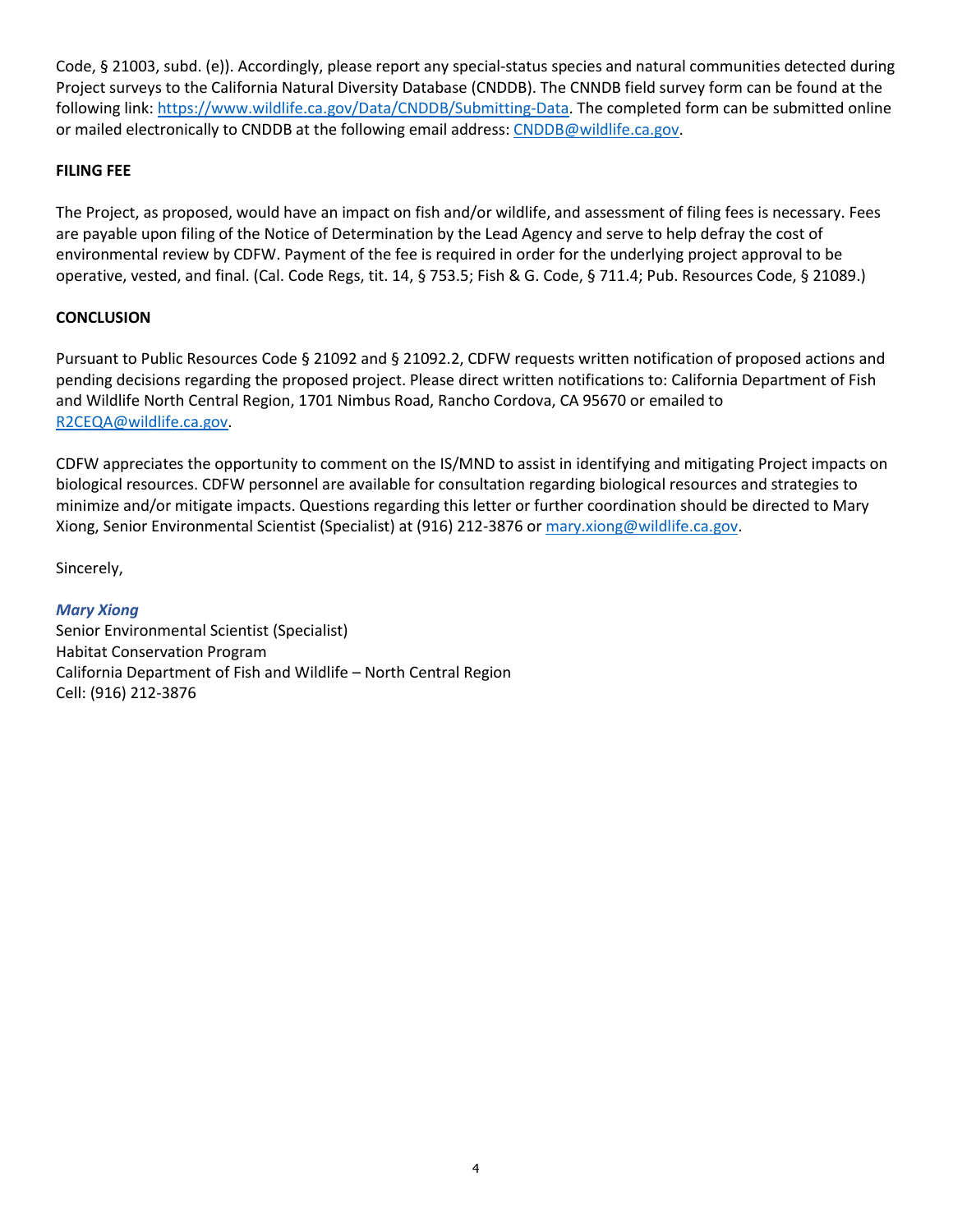Code, § 21003, subd. (e)). Accordingly, please report any special-status species and natural communities detected during Project surveys to the California Natural Diversity Database (CNDDB). The CNNDB field survey form can be found at the following link: https://www.wildlife.ca.gov/Data/CNDDB/Submitting-Data. The completed form can be submitted online or mailed electronically to CNDDB at the following email address: CNDDB@wildlife.ca.gov.

**FILING FEE**

The Project, as proposed, would have an impact on fish and/or wildlife, and assessment of filing fees is necessary. Fees are payable upon filing of the Notice of Determination by the Lead Agency and serve to help defray the cost of environmental review by CDFW. Payment of the fee is required in order for the underlying project approval to be operative, vested, and final. (Cal. Code Regs, tit. 14, § 753.5; Fish & G. Code, § 711.4; Pub. Resources Code, § 21089.)

**CONCLUSION**

Pursuant to Public Resources Code § 21092 and § 21092.2, CDFW requests written notification of proposed actions and pending decisions regarding the proposed project. Please direct written notifications to: California Department of Fish and Wildlife North Central Region, 1701 Nimbus Road, Rancho Cordova, CA 95670 or emailed to R2CEQA@wildlife.ca.gov.

CDFW appreciates the opportunity to comment on the IS/MND to assist in identifying and mitigating Project impacts on biological resources. CDFW personnel are available for consultation regarding biological resources and strategies to minimize and/or mitigate impacts. Questions regarding this letter or further coordination should be directed to Mary Xiong, Senior Environmental Scientist (Specialist) at (916) 212-3876 or mary.xiong@wildlife.ca.gov.

Sincerely,

***Mary Xiong***  
Senior Environmental Scientist (Specialist)  
Habitat Conservation Program  
California Department of Fish and Wildlife – North Central Region  
Cell: (916) 212-3876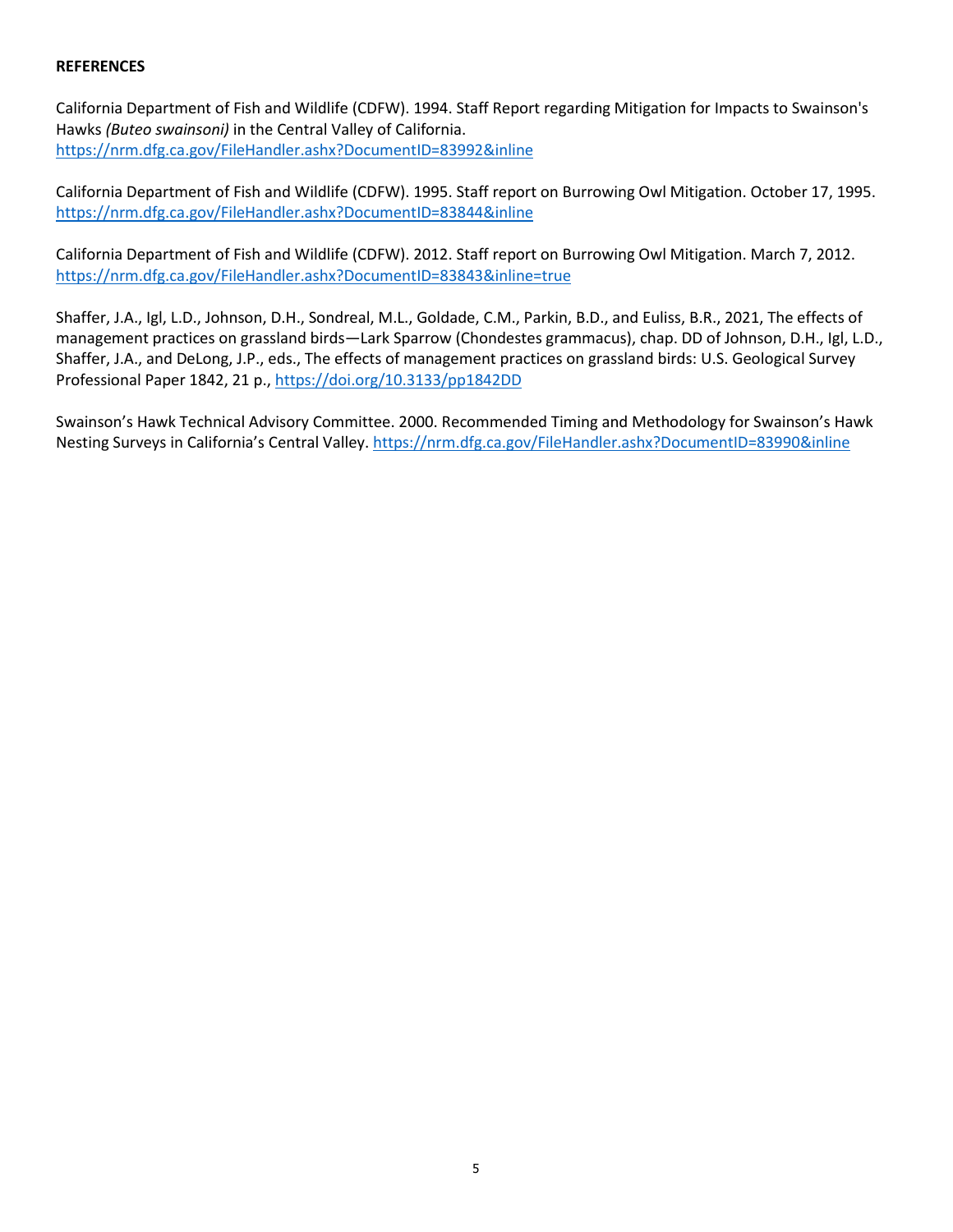**REFERENCES**

California Department of Fish and Wildlife (CDFW). 1994. Staff Report regarding Mitigation for Impacts to Swainson's Hawks *(Buteo swainsoni)* in the Central Valley of California. https://nrm.dfg.ca.gov/FileHandler.ashx?DocumentID=83992&inline

California Department of Fish and Wildlife (CDFW). 1995. Staff report on Burrowing Owl Mitigation. October 17, 1995. https://nrm.dfg.ca.gov/FileHandler.ashx?DocumentID=83844&inline

California Department of Fish and Wildlife (CDFW). 2012. Staff report on Burrowing Owl Mitigation. March 7, 2012. https://nrm.dfg.ca.gov/FileHandler.ashx?DocumentID=83843&inline=true

Shaffer, J.A., Igl, L.D., Johnson, D.H., Sondreal, M.L., Goldade, C.M., Parkin, B.D., and Euliss, B.R., 2021, The effects of management practices on grassland birds—Lark Sparrow (Chondestes grammacus), chap. DD of Johnson, D.H., Igl, L.D., Shaffer, J.A., and DeLong, J.P., eds., The effects of management practices on grassland birds: U.S. Geological Survey Professional Paper 1842, 21 p., https://doi.org/10.3133/pp1842DD

Swainson's Hawk Technical Advisory Committee. 2000. Recommended Timing and Methodology for Swainson's Hawk Nesting Surveys in California's Central Valley. https://nrm.dfg.ca.gov/FileHandler.ashx?DocumentID=83990&inline